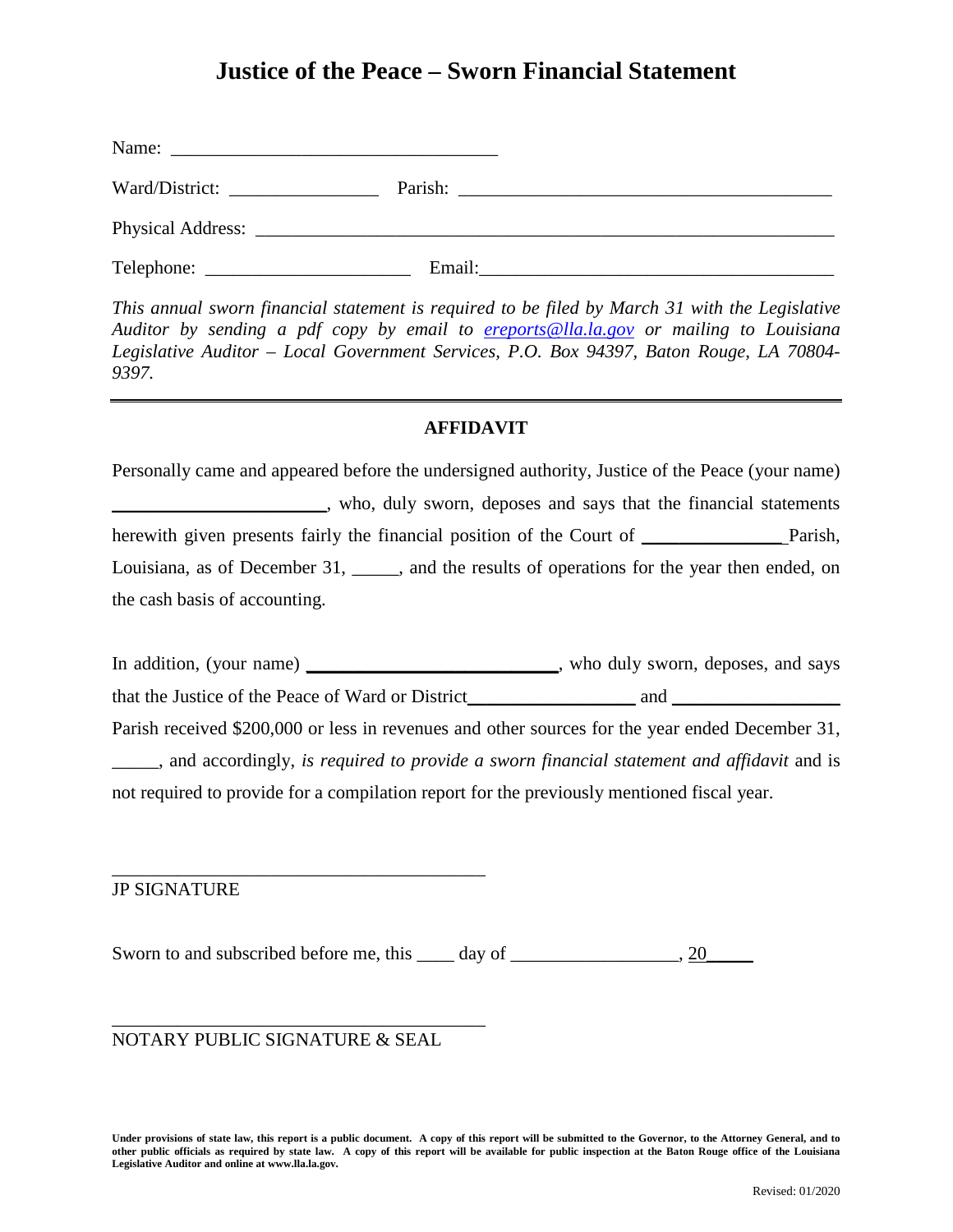# Justice of the Peace – Sworn Financial Statement

Name: ___________________________________

Ward/District: ________________ Parish: ________________________________________

Physical Address: ______________________________________________________________

Telephone: ______________________ Email:_____________________________________

*This annual sworn financial statement is required to be filed by March 31 with the Legislative Auditor by sending a pdf copy by email to [ereports@lla.la.gov](mailto:ereports@lla.la.gov) or mailing to Louisiana Legislative Auditor – Local Government Services, P.O. Box 94397, Baton Rouge, LA 70804-9397.*

---

**AFFIDAVIT**

Personally came and appeared before the undersigned authority, Justice of the Peace (your name) _______________________, who, duly sworn, deposes and says that the financial statements herewith given presents fairly the financial position of the Court of _______________ Parish, Louisiana, as of December 31, _____, and the results of operations for the year then ended, on the cash basis of accounting.

In addition, (your name) __________________________, who duly sworn, deposes, and says that the Justice of the Peace of Ward or District__________________ and __________________ Parish received $200,000 or less in revenues and other sources for the year ended December 31, _____, and accordingly, *is required to provide a sworn financial statement and affidavit* and is not required to provide for a compilation report for the previously mentioned fiscal year.

_________________________________________

JP SIGNATURE

Sworn to and subscribed before me, this ____ day of _________________, 20_____

_________________________________________

NOTARY PUBLIC SIGNATURE & SEAL

**Under provisions of state law, this report is a public document. A copy of this report will be submitted to the Governor, to the Attorney General, and to other public officials as required by state law. A copy of this report will be available for public inspection at the Baton Rouge office of the Louisiana Legislative Auditor and online at www.lla.la.gov.**

Revised: 01/2020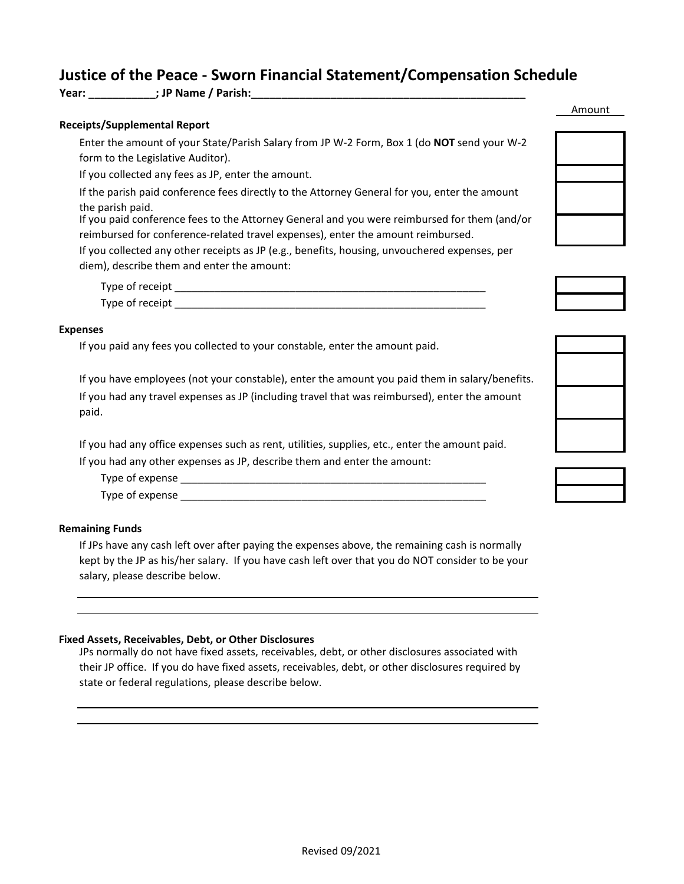# Justice of the Peace - Sworn Financial Statement/Compensation Schedule

**Year: ___________; JP Name / Parish:_______________________________________________**

### Receipts/Supplemental Report

| Item | Amount |
|---|---|
| Enter the amount of your State/Parish Salary from JP W-2 Form, Box 1 (do **NOT** send your W-2 form to the Legislative Auditor). | |
| If you collected any fees as JP, enter the amount. | |
| If the parish paid conference fees directly to the Attorney General for you, enter the amount the parish paid. | |
| If you paid conference fees to the Attorney General and you were reimbursed for them (and/or reimbursed for conference-related travel expenses), enter the amount reimbursed. | |
| If you collected any other receipts as JP (e.g., benefits, housing, unvouchered expenses, per diem), describe them and enter the amount: | |
| Type of receipt _________________________________________________________ | |
| Type of receipt _________________________________________________________ | |

### Expenses

| Item | Amount |
|---|---|
| If you paid any fees you collected to your constable, enter the amount paid. | |
| If you have employees (not your constable), enter the amount you paid them in salary/benefits. | |
| If you had any travel expenses as JP (including travel that was reimbursed), enter the amount paid. | |
| If you had any office expenses such as rent, utilities, supplies, etc., enter the amount paid. | |
| If you had any other expenses as JP, describe them and enter the amount: | |
| Type of expense _________________________________________________________ | |
| Type of expense _________________________________________________________ | |

### Remaining Funds

If JPs have any cash left over after paying the expenses above, the remaining cash is normally kept by the JP as his/her salary. If you have cash left over that you do NOT consider to be your salary, please describe below.

_______________________________________________________________________________

_______________________________________________________________________________

### Fixed Assets, Receivables, Debt, or Other Disclosures

JPs normally do not have fixed assets, receivables, debt, or other disclosures associated with their JP office. If you do have fixed assets, receivables, debt, or other disclosures required by state or federal regulations, please describe below.

_______________________________________________________________________________

_______________________________________________________________________________

Revised 09/2021